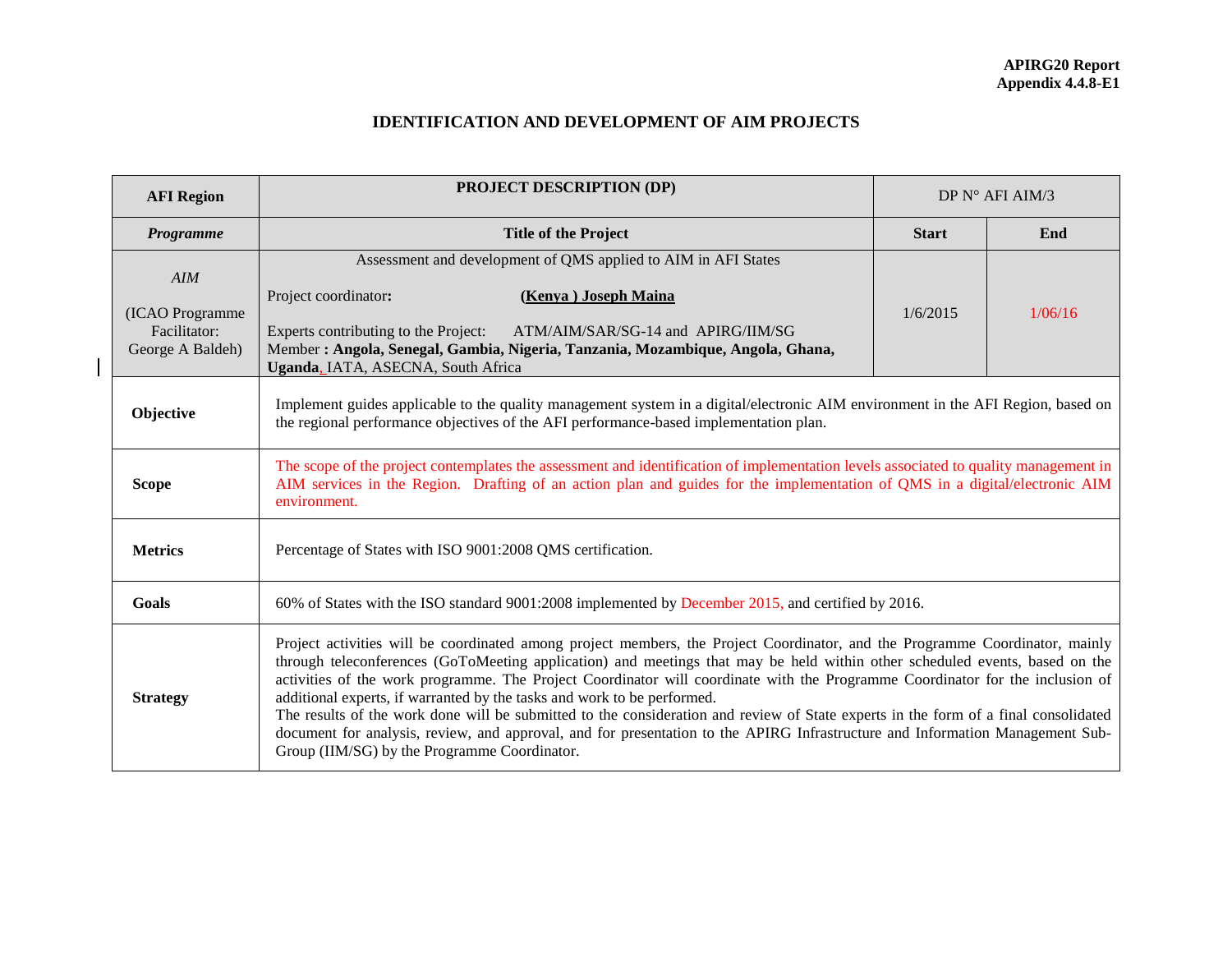APIRG20 Report
Appendix 4.4.8-E1

# IDENTIFICATION AND DEVELOPMENT OF AIM PROJECTS

| **AFI Region** | **PROJECT DESCRIPTION (DP)** | DP N° AFI AIM/3 | |
|---|---|---|---|
| ***Programme*** | **Title of the Project** | **Start** | **End** |
| *AIM*<br><br>(ICAO Programme Facilitator: George A Baldeh) | Assessment and development of QMS applied to AIM in AFI States<br><br>Project coordinator**:** **(Kenya ) Joseph Maina**<br><br>Experts contributing to the Project: ATM/AIM/SAR/SG-14 and APIRG/IIM/SG<br>Member **: Angola, Senegal, Gambia, Nigeria, Tanzania, Mozambique, Angola, Ghana, Uganda**, IATA, ASECNA, South Africa | 1/6/2015 | 1/06/16 |
| **Objective** | Implement guides applicable to the quality management system in a digital/electronic AIM environment in the AFI Region, based on the regional performance objectives of the AFI performance-based implementation plan. | | |
| **Scope** | The scope of the project contemplates the assessment and identification of implementation levels associated to quality management in AIM services in the Region. Drafting of an action plan and guides for the implementation of QMS in a digital/electronic AIM environment. | | |
| **Metrics** | Percentage of States with ISO 9001:2008 QMS certification. | | |
| **Goals** | 60% of States with the ISO standard 9001:2008 implemented by December 2015, and certified by 2016. | | |
| **Strategy** | Project activities will be coordinated among project members, the Project Coordinator, and the Programme Coordinator, mainly through teleconferences (GoToMeeting application) and meetings that may be held within other scheduled events, based on the activities of the work programme. The Project Coordinator will coordinate with the Programme Coordinator for the inclusion of additional experts, if warranted by the tasks and work to be performed.<br>The results of the work done will be submitted to the consideration and review of State experts in the form of a final consolidated document for analysis, review, and approval, and for presentation to the APIRG Infrastructure and Information Management Sub-Group (IIM/SG) by the Programme Coordinator. | | |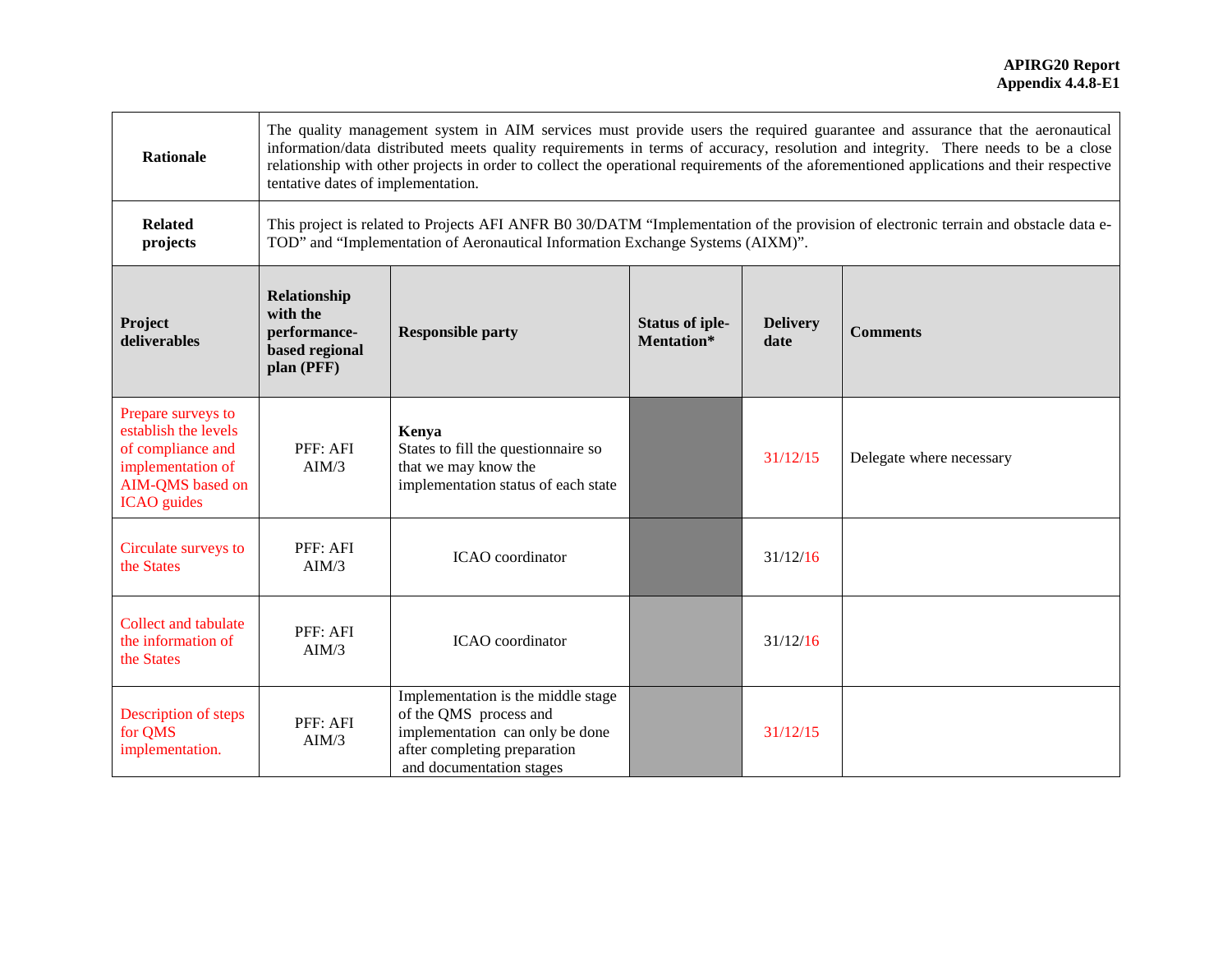| | | | | | |
|---|---|---|---|---|---|
| **Rationale** | The quality management system in AIM services must provide users the required guarantee and assurance that the aeronautical information/data distributed meets quality requirements in terms of accuracy, resolution and integrity. There needs to be a close relationship with other projects in order to collect the operational requirements of the aforementioned applications and their respective tentative dates of implementation. | | | | |
| **Related projects** | This project is related to Projects AFI ANFR B0 30/DATM "Implementation of the provision of electronic terrain and obstacle data e-TOD" and "Implementation of Aeronautical Information Exchange Systems (AIXM)". | | | | |
| **Project deliverables** | **Relationship with the performance-based regional plan (PFF)** | **Responsible party** | **Status of iple-Mentation*** | **Delivery date** | **Comments** |
| Prepare surveys to establish the levels of compliance and implementation of AIM-QMS based on ICAO guides | PFF: AFI AIM/3 | **Kenya** States to fill the questionnaire so that we may know the implementation status of each state | | 31/12/15 | Delegate where necessary |
| Circulate surveys to the States | PFF: AFI AIM/3 | ICAO coordinator | | 31/12/16 | |
| Collect and tabulate the information of the States | PFF: AFI AIM/3 | ICAO coordinator | | 31/12/16 | |
| Description of steps for QMS implementation. | PFF: AFI AIM/3 | Implementation is the middle stage of the QMS process and implementation can only be done after completing preparation and documentation stages | | 31/12/15 | |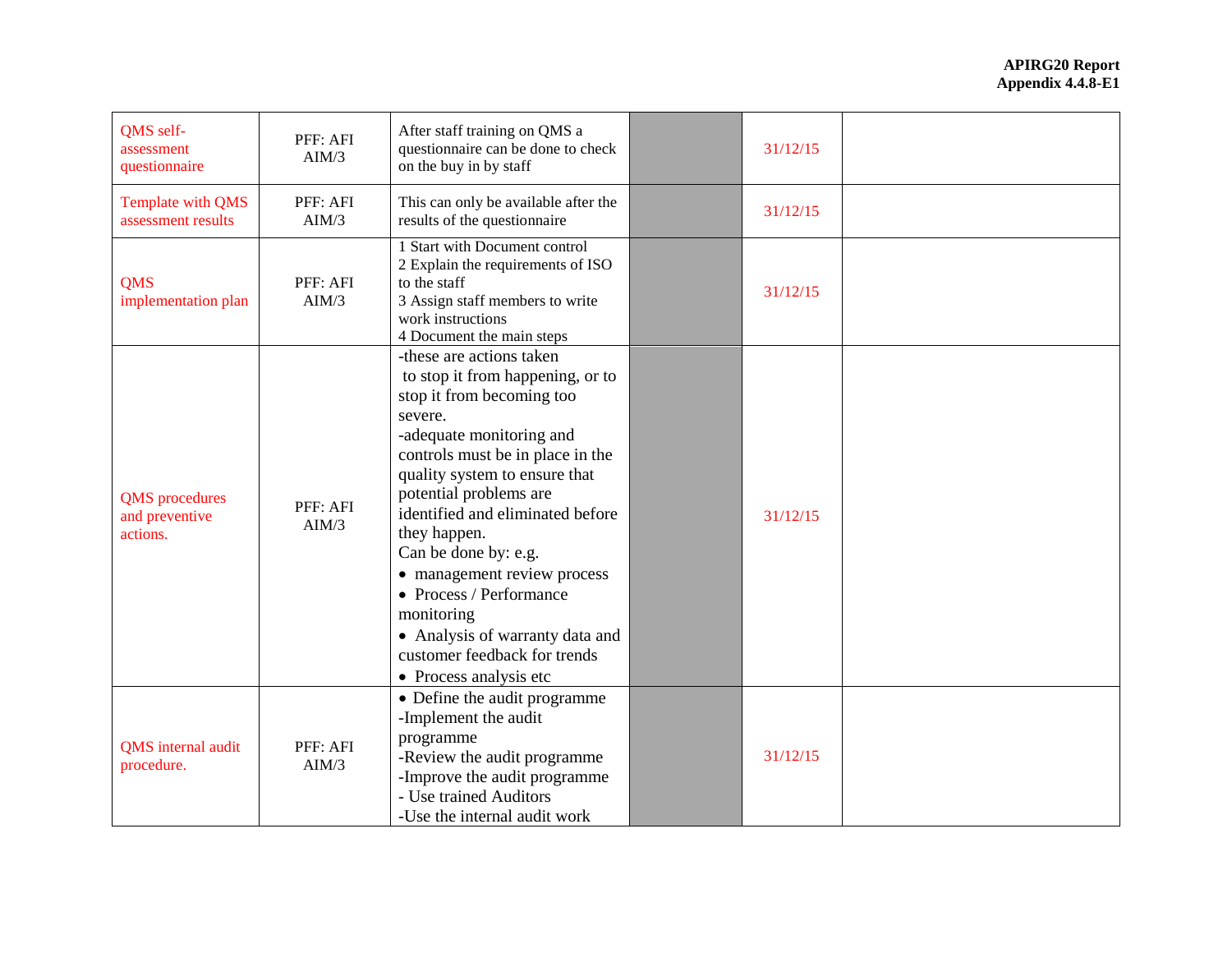| QMS self-assessment questionnaire | PFF: AFI AIM/3 | After staff training on QMS a questionnaire can be done to check on the buy in by staff | | 31/12/15 | |
|---|---|---|---|---|---|
| Template with QMS assessment results | PFF: AFI AIM/3 | This can only be available after the results of the questionnaire | | 31/12/15 | |
| QMS implementation plan | PFF: AFI AIM/3 | 1 Start with Document control<br>2 Explain the requirements of ISO to the staff<br>3 Assign staff members to write work instructions<br>4 Document the main steps | | 31/12/15 | |
| QMS procedures and preventive actions. | PFF: AFI AIM/3 | -these are actions taken to stop it from happening, or to stop it from becoming too severe.<br>-adequate monitoring and controls must be in place in the quality system to ensure that potential problems are identified and eliminated before they happen.<br>Can be done by: e.g.<br>• management review process<br>• Process / Performance monitoring<br>• Analysis of warranty data and customer feedback for trends<br>• Process analysis etc | | 31/12/15 | |
| QMS internal audit procedure. | PFF: AFI AIM/3 | • Define the audit programme<br>-Implement the audit programme<br>-Review the audit programme<br>-Improve the audit programme<br>- Use trained Auditors<br>-Use the internal audit work | | 31/12/15 | |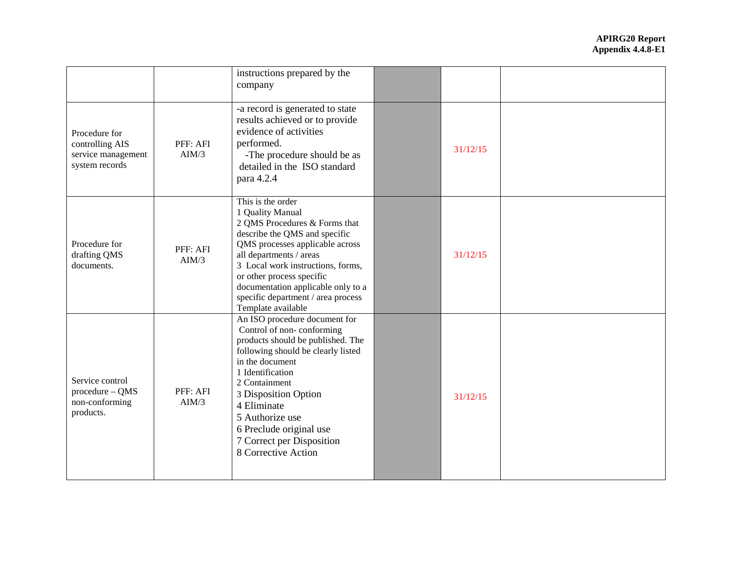| | | | | | |
|---|---|---|---|---|---|
| | | instructions prepared by the company | | | |
| Procedure for controlling AIS service management system records | PFF: AFI AIM/3 | -a record is generated to state results achieved or to provide evidence of activities performed.<br>-The procedure should be as detailed in the ISO standard para 4.2.4 | | 31/12/15 | |
| Procedure for drafting QMS documents. | PFF: AFI AIM/3 | This is the order<br>1 Quality Manual<br>2 QMS Procedures & Forms that describe the QMS and specific QMS processes applicable across all departments / areas<br>3 Local work instructions, forms, or other process specific documentation applicable only to a specific department / area process<br>Template available | | 31/12/15 | |
| Service control procedure – QMS non-conforming products. | PFF: AFI AIM/3 | An ISO procedure document for Control of non- conforming products should be published. The following should be clearly listed in the document<br>1 Identification<br>2 Containment<br>3 Disposition Option<br>4 Eliminate<br>5 Authorize use<br>6 Preclude original use<br>7 Correct per Disposition<br>8 Corrective Action | | 31/12/15 | |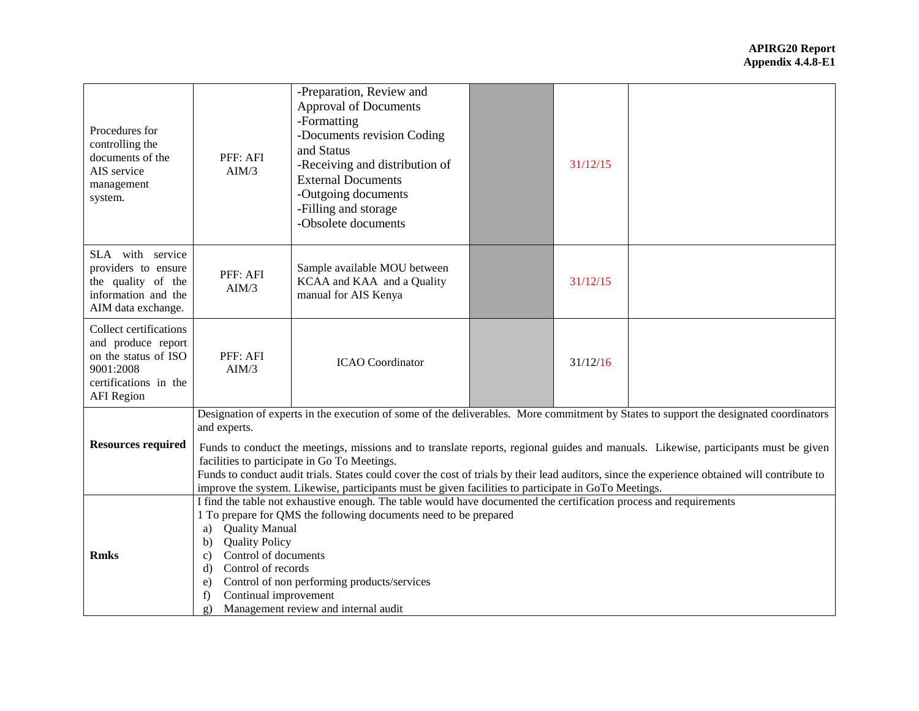| | | | | | |
|---|---|---|---|---|---|
| Procedures for controlling the documents of the AIS service management system. | PFF: AFI AIM/3 | -Preparation, Review and Approval of Documents<br>-Formatting<br>-Documents revision Coding and Status<br>-Receiving and distribution of External Documents<br>-Outgoing documents<br>-Filling and storage<br>-Obsolete documents | | 31/12/15 | |
| SLA with service providers to ensure the quality of the information and the AIM data exchange. | PFF: AFI AIM/3 | Sample available MOU between KCAA and KAA and a Quality manual for AIS Kenya | | 31/12/15 | |
| Collect certifications and produce report on the status of ISO 9001:2008 certifications in the AFI Region | PFF: AFI AIM/3 | ICAO Coordinator | | 31/12/16 | |
| **Resources required** | Designation of experts in the execution of some of the deliverables. More commitment by States to support the designated coordinators and experts.<br><br>Funds to conduct the meetings, missions and to translate reports, regional guides and manuals. Likewise, participants must be given facilities to participate in Go To Meetings.<br>Funds to conduct audit trials. States could cover the cost of trials by their lead auditors, since the experience obtained will contribute to improve the system. Likewise, participants must be given facilities to participate in GoTo Meetings. | | | | |
| **Rmks** | I find the table not exhaustive enough. The table would have documented the certification process and requirements<br>1 To prepare for QMS the following documents need to be prepared<br>a) Quality Manual<br>b) Quality Policy<br>c) Control of documents<br>d) Control of records<br>e) Control of non performing products/services<br>f) Continual improvement<br>g) Management review and internal audit | | | | |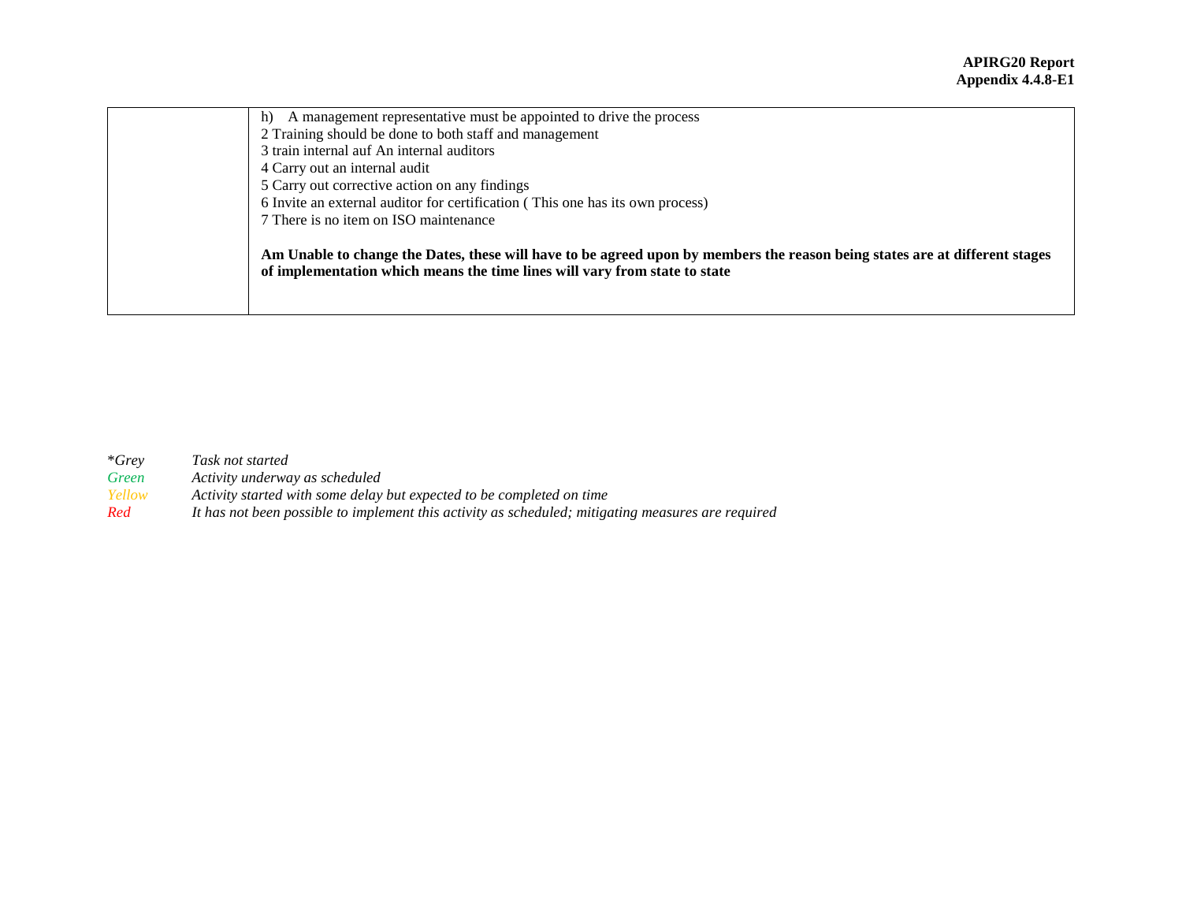|  | h) A management representative must be appointed to drive the process<br>2 Training should be done to both staff and management<br>3 train internal auf An internal auditors<br>4 Carry out an internal audit<br>5 Carry out corrective action on any findings<br>6 Invite an external auditor for certification ( This one has its own process)<br>7 There is no item on ISO maintenance<br><br>**Am Unable to change the Dates, these will have to be agreed upon by members the reason being states are at different stages of implementation which means the time lines will vary from state to state** |
|---|---|

*\*Grey* *Task not started*
*Green* *Activity underway as scheduled*
*Yellow* *Activity started with some delay but expected to be completed on time*
*Red* *It has not been possible to implement this activity as scheduled; mitigating measures are required*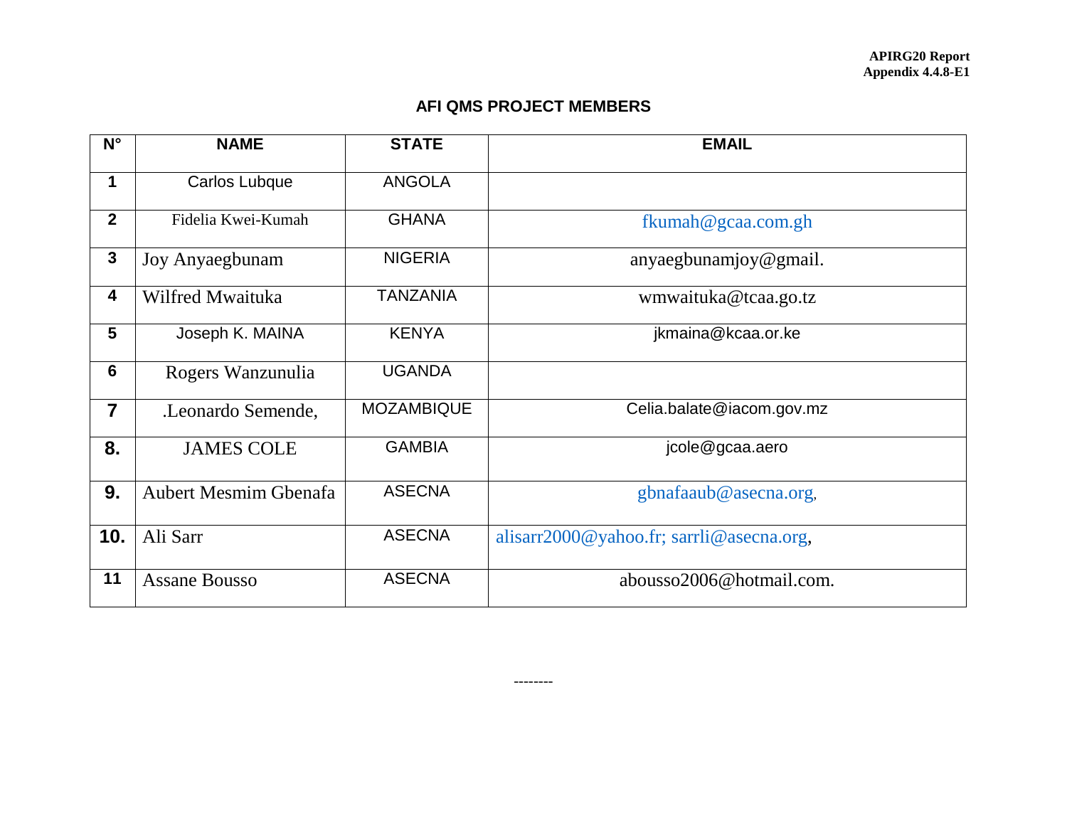# AFI QMS PROJECT MEMBERS

| N° | NAME | STATE | EMAIL |
|---|---|---|---|
| 1 | Carlos Lubque | ANGOLA | |
| 2 | Fidelia Kwei-Kumah | GHANA | fkumah@gcaa.com.gh |
| 3 | Joy Anyaegbunam | NIGERIA | anyaegbunamjoy@gmail. |
| 4 | Wilfred Mwaituka | TANZANIA | wmwaituka@tcaa.go.tz |
| 5 | Joseph K. MAINA | KENYA | jkmaina@kcaa.or.ke |
| 6 | Rogers Wanzunulia | UGANDA | |
| 7 | .Leonardo Semende, | MOZAMBIQUE | Celia.balate@iacom.gov.mz |
| 8. | JAMES COLE | GAMBIA | jcole@gcaa.aero |
| 9. | Aubert Mesmim Gbenafa | ASECNA | gbnafaaub@asecna.org, |
| 10. | Ali Sarr | ASECNA | alisarr2000@yahoo.fr; sarrli@asecna.org, |
| 11 | Assane Bousso | ASECNA | abousso2006@hotmail.com. |

--------